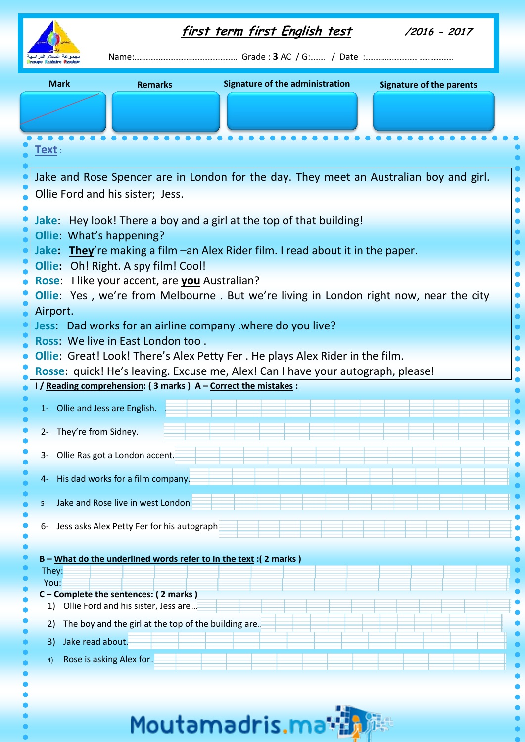# first term first English test

/2016 - 2017

Name:........................................................... Grade : **3** AC / G:......... / Date :............................ ....................

| Mark | Remarks | Signature of the administration | Signature of the parents |
|---|---|---|---|
| | | | |

**Text** :

Jake and Rose Spencer are in London for the day. They meet an Australian boy and girl. Ollie Ford and his sister; Jess.

**Jake**: Hey look! There a boy and a girl at the top of that building!
**Ollie**: What's happening?
**Jake**: **<u>They</u>**'re making a film –an Alex Rider film. I read about it in the paper.
**Ollie**: Oh! Right. A spy film! Cool!
**Rose**: I like your accent, are **<u>you</u>** Australian?
**Ollie**: Yes , we're from Melbourne . But we're living in London right now, near the city Airport.
**Jess**: Dad works for an airline company .where do you live?
**Ross**: We live in East London too .
**Ollie**: Great! Look! There's Alex Petty Fer . He plays Alex Rider in the film.
**Rosse**: quick! He's leaving. Excuse me, Alex! Can I have your autograph, please!

**I / Reading comprehension: ( 3 marks ) A – Correct the mistakes :**

1- Ollie and Jess are English. ............................................................

2- They're from Sidney. ............................................................

3- Ollie Ras got a London accent. ............................................................

4- His dad works for a film company. ............................................................

5- Jake and Rose live in west London. ............................................................

6- Jess asks Alex Petty Fer for his autograph ............................................................

**B – What do the underlined words refer to in the text :( 2 marks )**

They: ............................................................

You: ............................................................

**C – Complete the sentences: ( 2 marks )**

1) Ollie Ford and his sister, Jess are ............................................................
2) The boy and the girl at the top of the building are............................................................
3) Jake read about. ............................................................
4) Rose is asking Alex for............................................................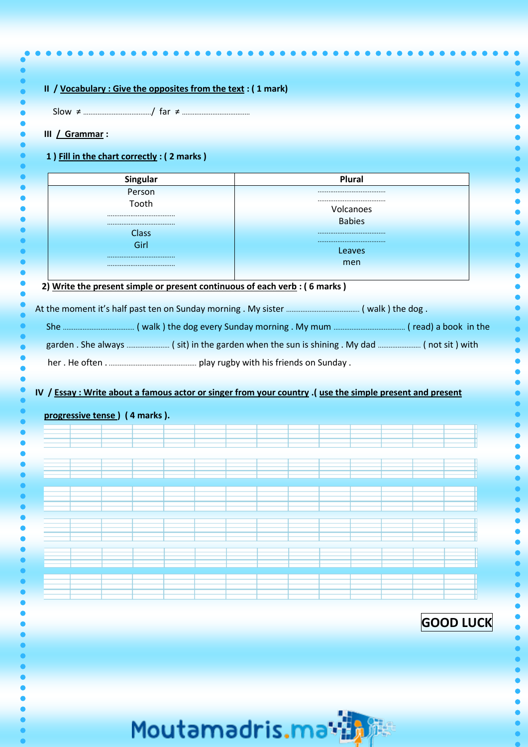**II / Vocabulary : Give the opposites from the text : ( 1 mark)**

Slow ≠ ………………………………/ far ≠ ………………………………

**III / Grammar :**

**1 ) Fill in the chart correctly : ( 2 marks )**

| Singular | Plural |
|---|---|
| Person | ……………………………… |
| Tooth | ……………………………… |
| ……………………………… | Volcanoes |
| ……………………………… | Babies |
| Class | ……………………………… |
| Girl | ……………………………… |
| ……………………………… | Leaves |
| ……………………………… | men |

**2) Write the present simple or present continuous of each verb : ( 6 marks )**

At the moment it's half past ten on Sunday morning . My sister ……………………………… ( walk ) the dog . She ……………………………… ( walk ) the dog every Sunday morning . My mum ……………………………… ( read) a book in the garden . She always ……………………… ( sit) in the garden when the sun is shining . My dad ……………………… ( not sit ) with her . He often . ……………………………………… play rugby with his friends on Sunday .

**IV / Essay : Write about a famous actor or singer from your country .( use the simple present and present progressive tense ) ( 4 marks ).**

**GOOD LUCK**